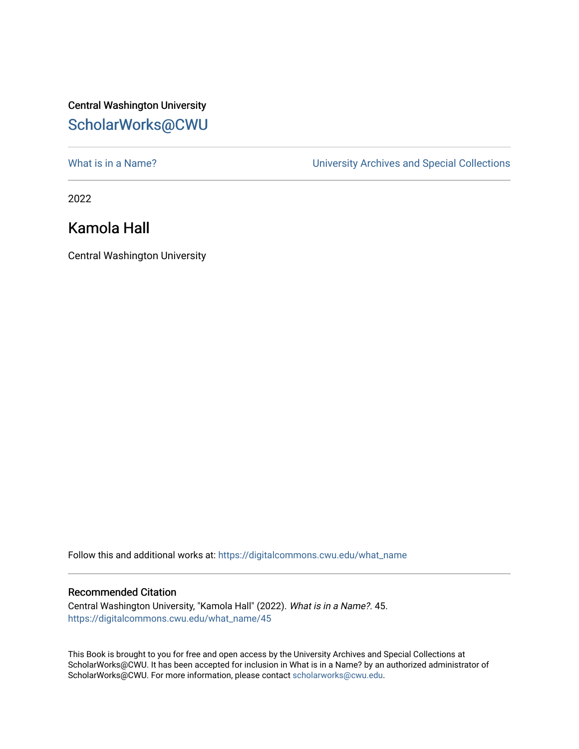Central Washington University

## ScholarWorks@CWU

What is in a Name? | University Archives and Special Collections

2022

# Kamola Hall

Central Washington University

Follow this and additional works at: https://digitalcommons.cwu.edu/what_name

### Recommended Citation

Central Washington University, "Kamola Hall" (2022). *What is in a Name?*. 45.
https://digitalcommons.cwu.edu/what_name/45

This Book is brought to you for free and open access by the University Archives and Special Collections at ScholarWorks@CWU. It has been accepted for inclusion in What is in a Name? by an authorized administrator of ScholarWorks@CWU. For more information, please contact scholarworks@cwu.edu.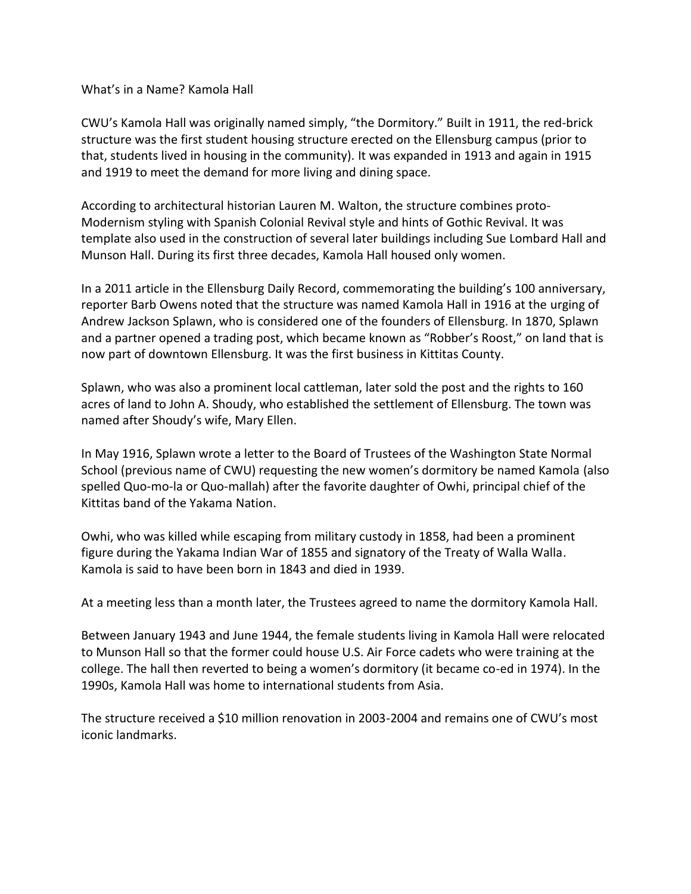# What's in a Name? Kamola Hall

CWU's Kamola Hall was originally named simply, "the Dormitory." Built in 1911, the red-brick structure was the first student housing structure erected on the Ellensburg campus (prior to that, students lived in housing in the community). It was expanded in 1913 and again in 1915 and 1919 to meet the demand for more living and dining space.

According to architectural historian Lauren M. Walton, the structure combines proto-Modernism styling with Spanish Colonial Revival style and hints of Gothic Revival. It was template also used in the construction of several later buildings including Sue Lombard Hall and Munson Hall. During its first three decades, Kamola Hall housed only women.

In a 2011 article in the Ellensburg Daily Record, commemorating the building's 100 anniversary, reporter Barb Owens noted that the structure was named Kamola Hall in 1916 at the urging of Andrew Jackson Splawn, who is considered one of the founders of Ellensburg. In 1870, Splawn and a partner opened a trading post, which became known as "Robber's Roost," on land that is now part of downtown Ellensburg. It was the first business in Kittitas County.

Splawn, who was also a prominent local cattleman, later sold the post and the rights to 160 acres of land to John A. Shoudy, who established the settlement of Ellensburg. The town was named after Shoudy's wife, Mary Ellen.

In May 1916, Splawn wrote a letter to the Board of Trustees of the Washington State Normal School (previous name of CWU) requesting the new women's dormitory be named Kamola (also spelled Quo-mo-la or Quo-mallah) after the favorite daughter of Owhi, principal chief of the Kittitas band of the Yakama Nation.

Owhi, who was killed while escaping from military custody in 1858, had been a prominent figure during the Yakama Indian War of 1855 and signatory of the Treaty of Walla Walla. Kamola is said to have been born in 1843 and died in 1939.

At a meeting less than a month later, the Trustees agreed to name the dormitory Kamola Hall.

Between January 1943 and June 1944, the female students living in Kamola Hall were relocated to Munson Hall so that the former could house U.S. Air Force cadets who were training at the college. The hall then reverted to being a women's dormitory (it became co-ed in 1974). In the 1990s, Kamola Hall was home to international students from Asia.

The structure received a $10 million renovation in 2003-2004 and remains one of CWU's most iconic landmarks.